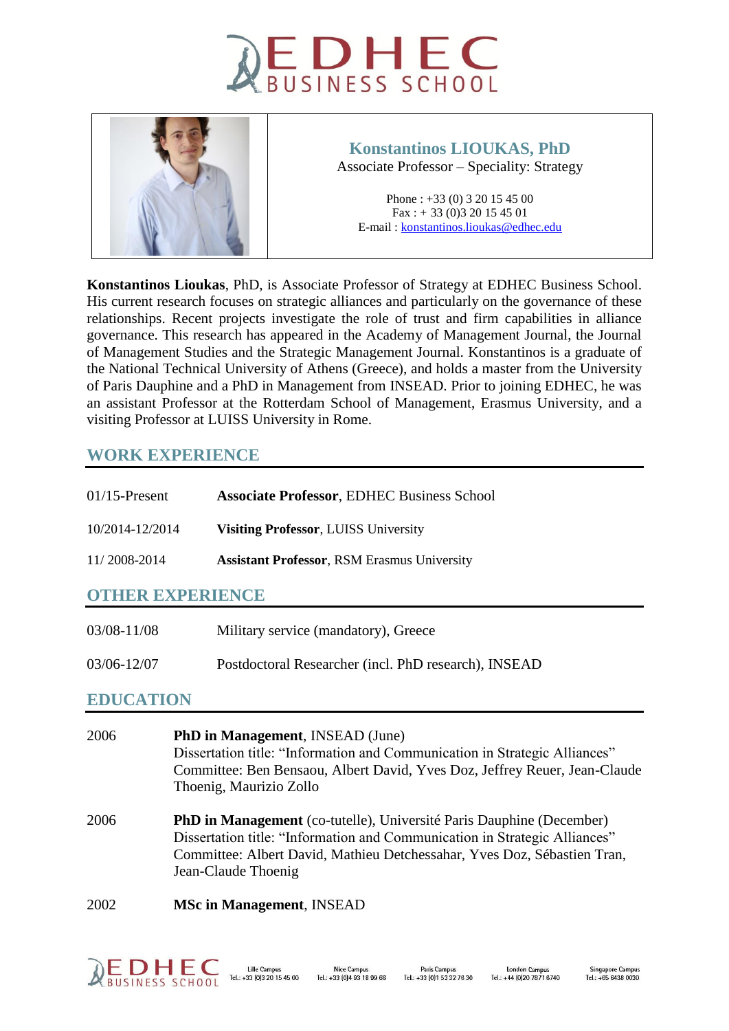# Konstantinos LIOUKAS, PhD

Associate Professor – Speciality: Strategy

Phone : +33 (0) 3 20 15 45 00
Fax : + 33 (0)3 20 15 45 01
E-mail : konstantinos.lioukas@edhec.edu

**Konstantinos Lioukas**, PhD, is Associate Professor of Strategy at EDHEC Business School. His current research focuses on strategic alliances and particularly on the governance of these relationships. Recent projects investigate the role of trust and firm capabilities in alliance governance. This research has appeared in the Academy of Management Journal, the Journal of Management Studies and the Strategic Management Journal. Konstantinos is a graduate of the National Technical University of Athens (Greece), and holds a master from the University of Paris Dauphine and a PhD in Management from INSEAD. Prior to joining EDHEC, he was an assistant Professor at the Rotterdam School of Management, Erasmus University, and a visiting Professor at LUISS University in Rome.

## WORK EXPERIENCE

| | |
|---|---|
| 01/15-Present | **Associate Professor**, EDHEC Business School |
| 10/2014-12/2014 | **Visiting Professor**, LUISS University |
| 11/ 2008-2014 | **Assistant Professor**, RSM Erasmus University |

## OTHER EXPERIENCE

| | |
|---|---|
| 03/08-11/08 | Military service (mandatory), Greece |
| 03/06-12/07 | Postdoctoral Researcher (incl. PhD research), INSEAD |

## EDUCATION

2006 — **PhD in Management**, INSEAD (June)
Dissertation title: "Information and Communication in Strategic Alliances"
Committee: Ben Bensaou, Albert David, Yves Doz, Jeffrey Reuer, Jean-Claude Thoenig, Maurizio Zollo

2006 — **PhD in Management** (co-tutelle), Université Paris Dauphine (December)
Dissertation title: "Information and Communication in Strategic Alliances"
Committee: Albert David, Mathieu Detchessahar, Yves Doz, Sébastien Tran, Jean-Claude Thoenig

2002 — **MSc in Management**, INSEAD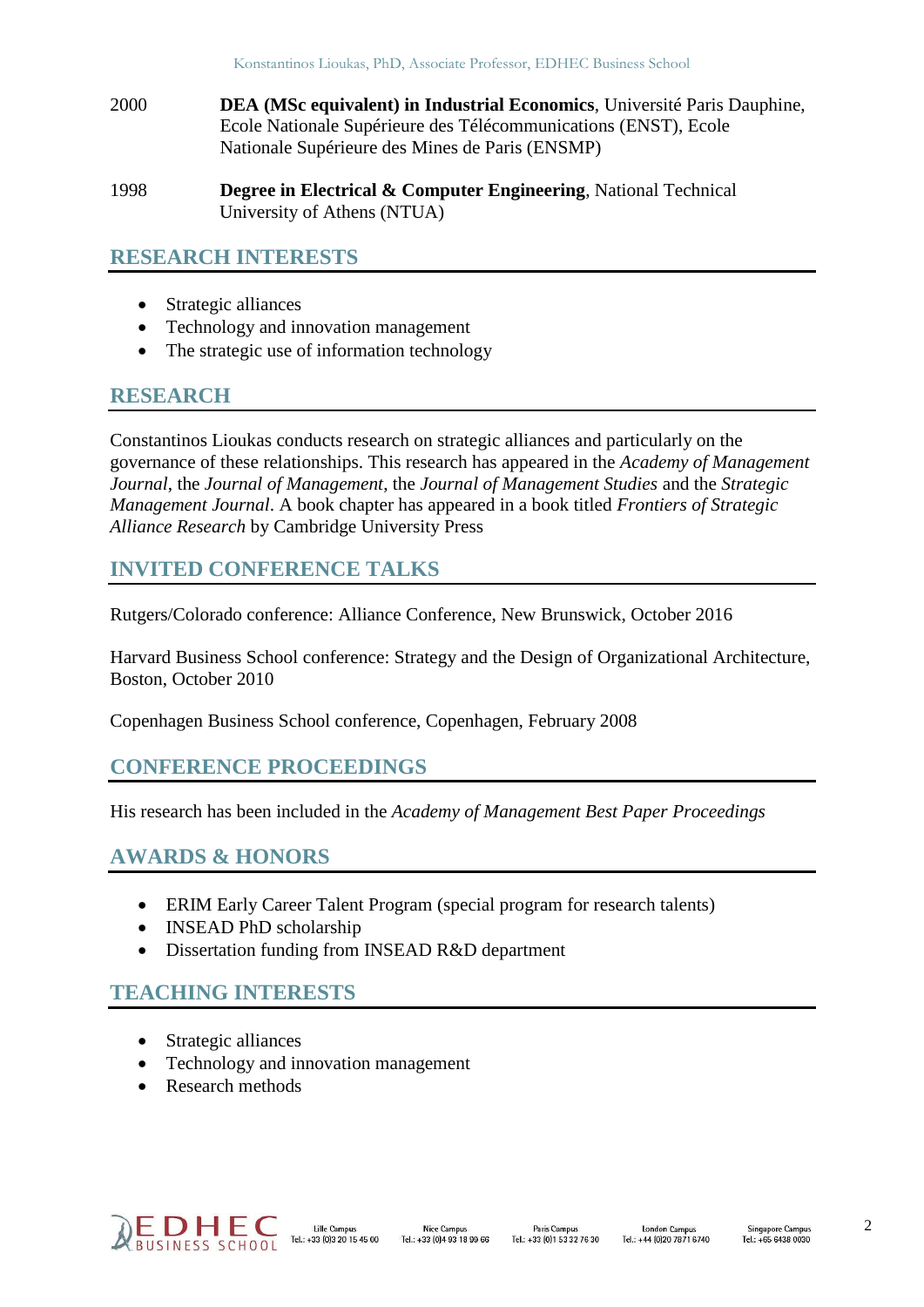2000 **DEA (MSc equivalent) in Industrial Economics**, Université Paris Dauphine, Ecole Nationale Supérieure des Télécommunications (ENST), Ecole Nationale Supérieure des Mines de Paris (ENSMP)

1998 **Degree in Electrical & Computer Engineering**, National Technical University of Athens (NTUA)

## RESEARCH INTERESTS

- Strategic alliances
- Technology and innovation management
- The strategic use of information technology

## RESEARCH

Constantinos Lioukas conducts research on strategic alliances and particularly on the governance of these relationships. This research has appeared in the *Academy of Management Journal*, the *Journal of Management*, the *Journal of Management Studies* and the *Strategic Management Journal*. A book chapter has appeared in a book titled *Frontiers of Strategic Alliance Research* by Cambridge University Press

## INVITED CONFERENCE TALKS

Rutgers/Colorado conference: Alliance Conference, New Brunswick, October 2016

Harvard Business School conference: Strategy and the Design of Organizational Architecture, Boston, October 2010

Copenhagen Business School conference, Copenhagen, February 2008

## CONFERENCE PROCEEDINGS

His research has been included in the *Academy of Management Best Paper Proceedings*

## AWARDS & HONORS

- ERIM Early Career Talent Program (special program for research talents)
- INSEAD PhD scholarship
- Dissertation funding from INSEAD R&D department

## TEACHING INTERESTS

- Strategic alliances
- Technology and innovation management
- Research methods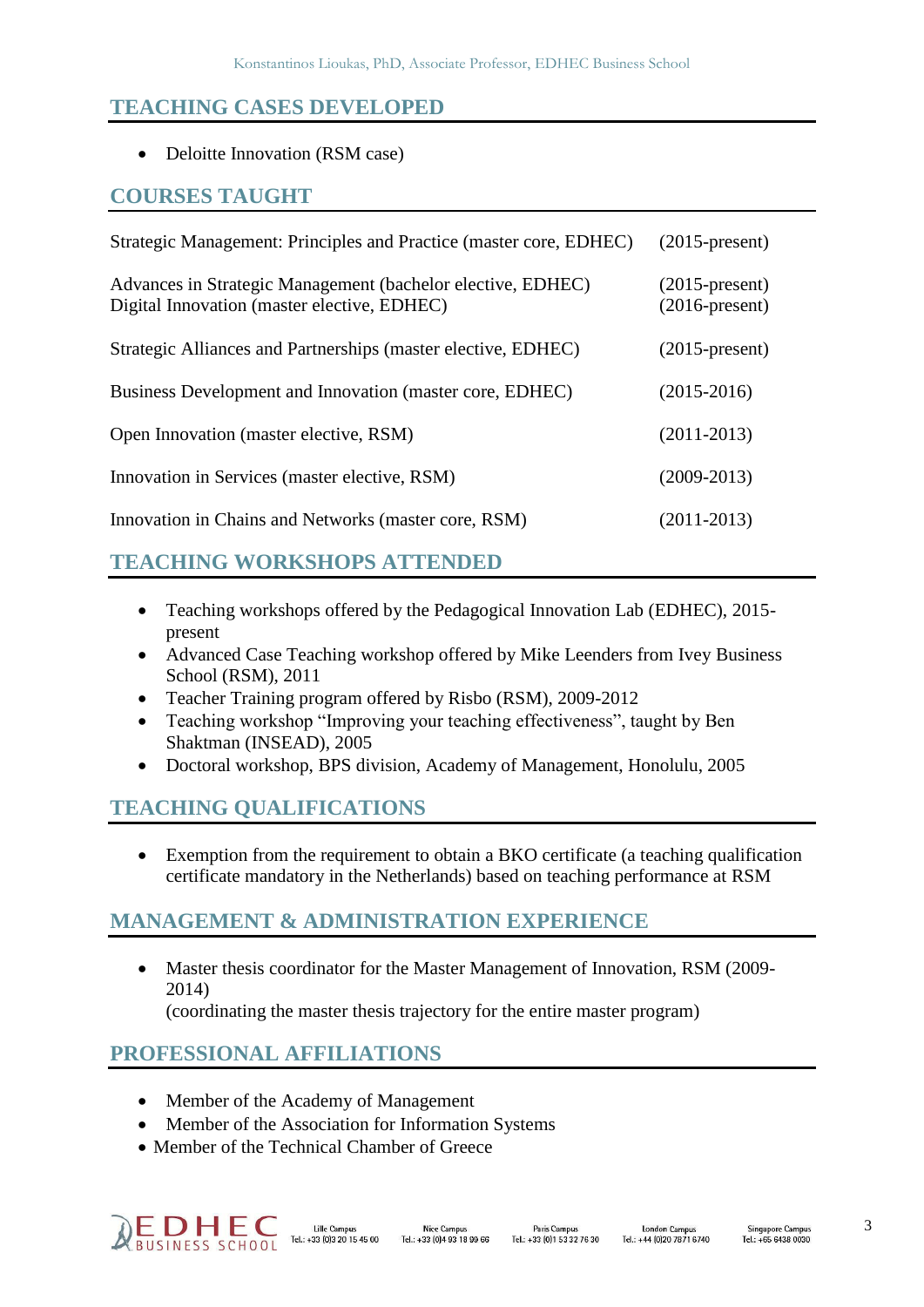## TEACHING CASES DEVELOPED

- Deloitte Innovation (RSM case)

## COURSES TAUGHT

| | |
|---|---|
| Strategic Management: Principles and Practice (master core, EDHEC) | (2015-present) |
| Advances in Strategic Management (bachelor elective, EDHEC) | (2015-present) |
| Digital Innovation (master elective, EDHEC) | (2016-present) |
| Strategic Alliances and Partnerships (master elective, EDHEC) | (2015-present) |
| Business Development and Innovation (master core, EDHEC) | (2015-2016) |
| Open Innovation (master elective, RSM) | (2011-2013) |
| Innovation in Services (master elective, RSM) | (2009-2013) |
| Innovation in Chains and Networks (master core, RSM) | (2011-2013) |

## TEACHING WORKSHOPS ATTENDED

- Teaching workshops offered by the Pedagogical Innovation Lab (EDHEC), 2015-present
- Advanced Case Teaching workshop offered by Mike Leenders from Ivey Business School (RSM), 2011
- Teacher Training program offered by Risbo (RSM), 2009-2012
- Teaching workshop "Improving your teaching effectiveness", taught by Ben Shaktman (INSEAD), 2005
- Doctoral workshop, BPS division, Academy of Management, Honolulu, 2005

## TEACHING QUALIFICATIONS

- Exemption from the requirement to obtain a BKO certificate (a teaching qualification certificate mandatory in the Netherlands) based on teaching performance at RSM

## MANAGEMENT & ADMINISTRATION EXPERIENCE

- Master thesis coordinator for the Master Management of Innovation, RSM (2009-2014)
  (coordinating the master thesis trajectory for the entire master program)

## PROFESSIONAL AFFILIATIONS

- Member of the Academy of Management
- Member of the Association for Information Systems
- Member of the Technical Chamber of Greece